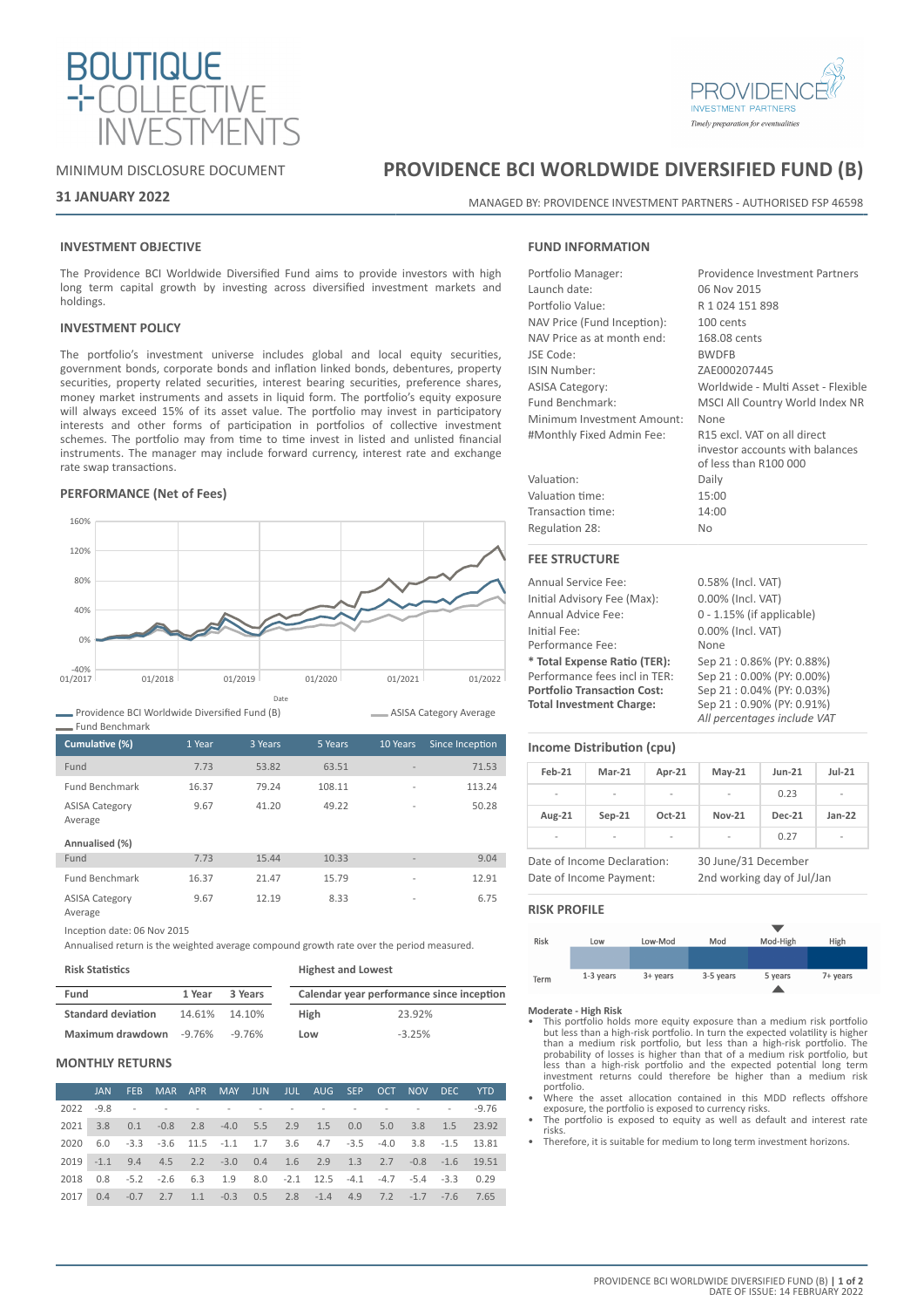BOUTIQUE COLLECTIVE INVESTMENTS

PROVIDENCE INVESTMENT PARTNERS
*Timely preparation for eventualities*

MINIMUM DISCLOSURE DOCUMENT

**31 JANUARY 2022**

# PROVIDENCE BCI WORLDWIDE DIVERSIFIED FUND (B)

MANAGED BY: PROVIDENCE INVESTMENT PARTNERS - AUTHORISED FSP 46598

## INVESTMENT OBJECTIVE

The Providence BCI Worldwide Diversified Fund aims to provide investors with high long term capital growth by investing across diversified investment markets and holdings.

## INVESTMENT POLICY

The portfolio's investment universe includes global and local equity securities, government bonds, corporate bonds and inflation linked bonds, debentures, property securities, property related securities, interest bearing securities, preference shares, money market instruments and assets in liquid form. The portfolio's equity exposure will always exceed 15% of its asset value. The portfolio may invest in participatory interests and other forms of participation in portfolios of collective investment schemes. The portfolio may from time to time invest in listed and unlisted financial instruments. The manager may include forward currency, interest rate and exchange rate swap transactions.

## PERFORMANCE (Net of Fees)

Providence BCI Worldwide Diversified Fund (B) | ASISA Category Average | Fund Benchmark

| Cumulative (%) | 1 Year | 3 Years | 5 Years | 10 Years | Since Inception |
|---|---|---|---|---|---|
| Fund | 7.73 | 53.82 | 63.51 | - | 71.53 |
| Fund Benchmark | 16.37 | 79.24 | 108.11 | - | 113.24 |
| ASISA Category Average | 9.67 | 41.20 | 49.22 | - | 50.28 |
| **Annualised (%)** | | | | | |
| Fund | 7.73 | 15.44 | 10.33 | - | 9.04 |
| Fund Benchmark | 16.37 | 21.47 | 15.79 | - | 12.91 |
| ASISA Category Average | 9.67 | 12.19 | 8.33 | - | 6.75 |

Inception date: 06 Nov 2015

Annualised return is the weighted average compound growth rate over the period measured.

**Risk Statistics**

| Fund | 1 Year | 3 Years |
|---|---|---|
| **Standard deviation** | 14.61% | 14.10% |
| **Maximum drawdown** | -9.76% | -9.76% |

**Highest and Lowest**

| Calendar year performance since inception | |
|---|---|
| **High** | 23.92% |
| **Low** | -3.25% |

## MONTHLY RETURNS

| | JAN | FEB | MAR | APR | MAY | JUN | JUL | AUG | SEP | OCT | NOV | DEC | YTD |
|---|---|---|---|---|---|---|---|---|---|---|---|---|---|
| 2022 | -9.8 | - | - | - | - | - | - | - | - | - | - | - | -9.76 |
| 2021 | 3.8 | 0.1 | -0.8 | 2.8 | -4.0 | 5.5 | 2.9 | 1.5 | 0.0 | 5.0 | 3.8 | 1.5 | 23.92 |
| 2020 | 6.0 | -3.3 | -3.6 | 11.5 | -1.1 | 1.7 | 3.6 | 4.7 | -3.5 | -4.0 | 3.8 | -1.5 | 13.81 |
| 2019 | -1.1 | 9.4 | 4.5 | 2.2 | -3.0 | 0.4 | 1.6 | 2.9 | 1.3 | 2.7 | -0.8 | -1.6 | 19.51 |
| 2018 | 0.8 | -5.2 | -2.6 | 6.3 | 1.9 | 8.0 | -2.1 | 12.5 | -4.1 | -4.7 | -5.4 | -3.3 | 0.29 |
| 2017 | 0.4 | -0.7 | 2.7 | 1.1 | -0.3 | 0.5 | 2.8 | -1.4 | 4.9 | 7.2 | -1.7 | -7.6 | 7.65 |

## FUND INFORMATION

| | |
|---|---|
| Portfolio Manager: | Providence Investment Partners |
| Launch date: | 06 Nov 2015 |
| Portfolio Value: | R 1 024 151 898 |
| NAV Price (Fund Inception): | 100 cents |
| NAV Price as at month end: | 168.08 cents |
| JSE Code: | BWDFB |
| ISIN Number: | ZAE000207445 |
| ASISA Category: | Worldwide - Multi Asset - Flexible |
| Fund Benchmark: | MSCI All Country World Index NR |
| Minimum Investment Amount: | None |
| #Monthly Fixed Admin Fee: | R15 excl. VAT on all direct investor accounts with balances of less than R100 000 |
| Valuation: | Daily |
| Valuation time: | 15:00 |
| Transaction time: | 14:00 |
| Regulation 28: | No |

## FEE STRUCTURE

| | |
|---|---|
| Annual Service Fee: | 0.58% (Incl. VAT) |
| Initial Advisory Fee (Max): | 0.00% (Incl. VAT) |
| Annual Advice Fee: | 0 - 1.15% (if applicable) |
| Initial Fee: | 0.00% (Incl. VAT) |
| Performance Fee: | None |
| **\* Total Expense Ratio (TER):** | Sep 21 : 0.86% (PY: 0.88%) |
| Performance fees incl in TER: | Sep 21 : 0.00% (PY: 0.00%) |
| **Portfolio Transaction Cost:** | Sep 21 : 0.04% (PY: 0.03%) |
| **Total Investment Charge:** | Sep 21 : 0.90% (PY: 0.91%) |

*All percentages include VAT*

## Income Distribution (cpu)

| Feb-21 | Mar-21 | Apr-21 | May-21 | Jun-21 | Jul-21 |
|---|---|---|---|---|---|
| - | - | - | - | 0.23 | - |
| **Aug-21** | **Sep-21** | **Oct-21** | **Nov-21** | **Dec-21** | **Jan-22** |
| - | - | - | - | 0.27 | - |

| | |
|---|---|
| Date of Income Declaration: | 30 June/31 December |
| Date of Income Payment: | 2nd working day of Jul/Jan |

## RISK PROFILE

| Risk | Low | Low-Mod | Mod | Mod-High | High |
|---|---|---|---|---|---|
| Term | 1-3 years | 3+ years | 3-5 years | 5 years | 7+ years |

**Moderate - High Risk**

- This portfolio holds more equity exposure than a medium risk portfolio but less than a high-risk portfolio. In turn the expected volatility is higher than a medium risk portfolio, but less than a high-risk portfolio. The probability of losses is higher than that of a medium risk portfolio, but less than a high-risk portfolio and the expected potential long term investment returns could therefore be higher than a medium risk portfolio.
- Where the asset allocation contained in this MDD reflects offshore exposure, the portfolio is exposed to currency risks.
- The portfolio is exposed to equity as well as default and interest rate risks.
- Therefore, it is suitable for medium to long term investment horizons.

DATE OF ISSUE: 14 FEBRUARY 2022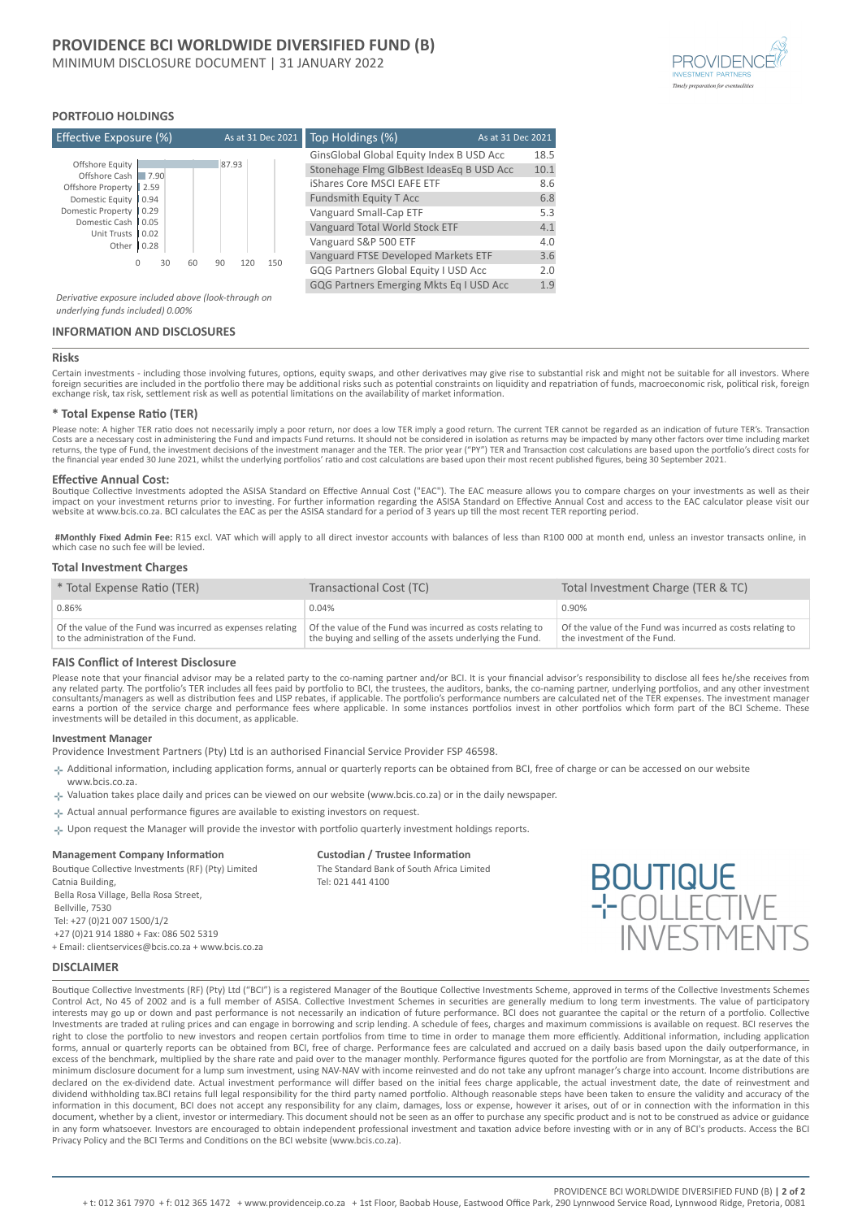# PROVIDENCE BCI WORLDWIDE DIVERSIFIED FUND (B)

MINIMUM DISCLOSURE DOCUMENT | 31 JANUARY 2022

PROVIDENCE INVESTMENT PARTNERS
*Timely preparation for eventualities*

## PORTFOLIO HOLDINGS

Effective Exposure (%) As at 31 Dec 2021

Offshore Equity 87.93
Offshore Cash 7.90
Offshore Property 2.59
Domestic Equity 0.94
Domestic Property 0.29
Domestic Cash 0.05
Unit Trusts 0.02
Other 0.28

0 30 60 90 120 150

| Top Holdings (%) As at 31 Dec 2021 | |
|---|---|
| GinsGlobal Global Equity Index B USD Acc | 18.5 |
| Stonehage Flmg GlbBest IdeasEq B USD Acc | 10.1 |
| iShares Core MSCI EAFE ETF | 8.6 |
| Fundsmith Equity T Acc | 6.8 |
| Vanguard Small-Cap ETF | 5.3 |
| Vanguard Total World Stock ETF | 4.1 |
| Vanguard S&P 500 ETF | 4.0 |
| Vanguard FTSE Developed Markets ETF | 3.6 |
| GQG Partners Global Equity I USD Acc | 2.0 |
| GQG Partners Emerging Mkts Eq I USD Acc | 1.9 |

*Derivative exposure included above (look-through on underlying funds included) 0.00%*

## INFORMATION AND DISCLOSURES

### Risks

Certain investments - including those involving futures, options, equity swaps, and other derivatives may give rise to substantial risk and might not be suitable for all investors. Where foreign securities are included in the portfolio there may be additional risks such as potential constraints on liquidity and repatriation of funds, macroeconomic risk, political risk, foreign exchange risk, tax risk, settlement risk as well as potential limitations on the availability of market information.

### * Total Expense Ratio (TER)

Please note: A higher TER ratio does not necessarily imply a poor return, nor does a low TER imply a good return. The current TER cannot be regarded as an indication of future TER's. Transaction Costs are a necessary cost in administering the Fund and impacts Fund returns. It should not be considered in isolation as returns may be impacted by many other factors over time including market returns, the type of Fund, the investment decisions of the investment manager and the TER. The prior year ("PY") TER and Transaction cost calculations are based upon the portfolio's direct costs for the financial year ended 30 June 2021, whilst the underlying portfolios' ratio and cost calculations are based upon their most recent published figures, being 30 September 2021.

### Effective Annual Cost:

Boutique Collective Investments adopted the ASISA Standard on Effective Annual Cost ("EAC"). The EAC measure allows you to compare charges on your investments as well as their impact on your investment returns prior to investing. For further information regarding the ASISA Standard on Effective Annual Cost and access to the EAC calculator please visit our website at www.bcis.co.za. BCI calculates the EAC as per the ASISA standard for a period of 3 years up till the most recent TER reporting period.

**#Monthly Fixed Admin Fee:** R15 excl. VAT which will apply to all direct investor accounts with balances of less than R100 000 at month end, unless an investor transacts online, in which case no such fee will be levied.

### Total Investment Charges

| * Total Expense Ratio (TER) | Transactional Cost (TC) | Total Investment Charge (TER & TC) |
|---|---|---|
| 0.86% | 0.04% | 0.90% |
| Of the value of the Fund was incurred as expenses relating to the administration of the Fund. | Of the value of the Fund was incurred as costs relating to the buying and selling of the assets underlying the Fund. | Of the value of the Fund was incurred as costs relating to the investment of the Fund. |

### FAIS Conflict of Interest Disclosure

Please note that your financial advisor may be a related party to the co-naming partner and/or BCI. It is your financial advisor's responsibility to disclose all fees he/she receives from any related party. The portfolio's TER includes all fees paid by portfolio to BCI, the trustees, the auditors, banks, the co-naming partner, underlying portfolios, and any other investment consultants/managers as well as distribution fees and LISP rebates, if applicable. The portfolio's performance numbers are calculated net of the TER expenses. The investment manager earns a portion of the service charge and performance fees where applicable. In some instances portfolios invest in other portfolios which form part of the BCI Scheme. These investments will be detailed in this document, as applicable.

### Investment Manager

Providence Investment Partners (Pty) Ltd is an authorised Financial Service Provider FSP 46598.

- Additional information, including application forms, annual or quarterly reports can be obtained from BCI, free of charge or can be accessed on our website www.bcis.co.za.
- Valuation takes place daily and prices can be viewed on our website (www.bcis.co.za) or in the daily newspaper.
- Actual annual performance figures are available to existing investors on request.
- Upon request the Manager will provide the investor with portfolio quarterly investment holdings reports.

### Management Company Information

Boutique Collective Investments (RF) (Pty) Limited
Catnia Building,
Bella Rosa Village, Bella Rosa Street,
Bellville, 7530
Tel: +27 (0)21 007 1500/1/2
+27 (0)21 914 1880 + Fax: 086 502 5319
+ Email: clientservices@bcis.co.za + www.bcis.co.za

### Custodian / Trustee Information

The Standard Bank of South Africa Limited
Tel: 021 441 4100

BOUTIQUE COLLECTIVE INVESTMENTS

## DISCLAIMER

Boutique Collective Investments (RF) (Pty) Ltd ("BCI") is a registered Manager of the Boutique Collective Investments Scheme, approved in terms of the Collective Investments Schemes Control Act, No 45 of 2002 and is a full member of ASISA. Collective Investment Schemes in securities are generally medium to long term investments. The value of participatory interests may go up or down and past performance is not necessarily an indication of future performance. BCI does not guarantee the capital or the return of a portfolio. Collective Investments are traded at ruling prices and can engage in borrowing and scrip lending. A schedule of fees, charges and maximum commissions is available on request. BCI reserves the right to close the portfolio to new investors and reopen certain portfolios from time to time in order to manage them more efficiently. Additional information, including application forms, annual or quarterly reports can be obtained from BCI, free of charge. Performance fees are calculated and accrued on a daily basis based upon the daily outperformance, in excess of the benchmark, multiplied by the share rate and paid over to the manager monthly. Performance figures quoted for the portfolio are from Morningstar, as at the date of this minimum disclosure document for a lump sum investment, using NAV-NAV with income reinvested and do not take any upfront manager's charge into account. Income distributions are declared on the ex-dividend date. Actual investment performance will differ based on the initial fees charge applicable, the actual investment date, the date of reinvestment and dividend withholding tax.BCI retains full legal responsibility for the third party named portfolio. Although reasonable steps have been taken to ensure the validity and accuracy of the information in this document, BCI does not accept any responsibility for any claim, damages, loss or expense, however it arises, out of or in connection with the information in this document, whether by a client, investor or intermediary. This document should not be seen as an offer to purchase any specific product and is not to be construed as advice or guidance in any form whatsoever. Investors are encouraged to obtain independent professional investment and taxation advice before investing with or in any of BCI's products. Access the BCI Privacy Policy and the BCI Terms and Conditions on the BCI website (www.bcis.co.za).

+ t: 012 361 7970 + f: 012 365 1472 + www.providenceip.co.za + 1st Floor, Baobab House, Eastwood Office Park, 290 Lynnwood Service Road, Lynnwood Ridge, Pretoria, 0081